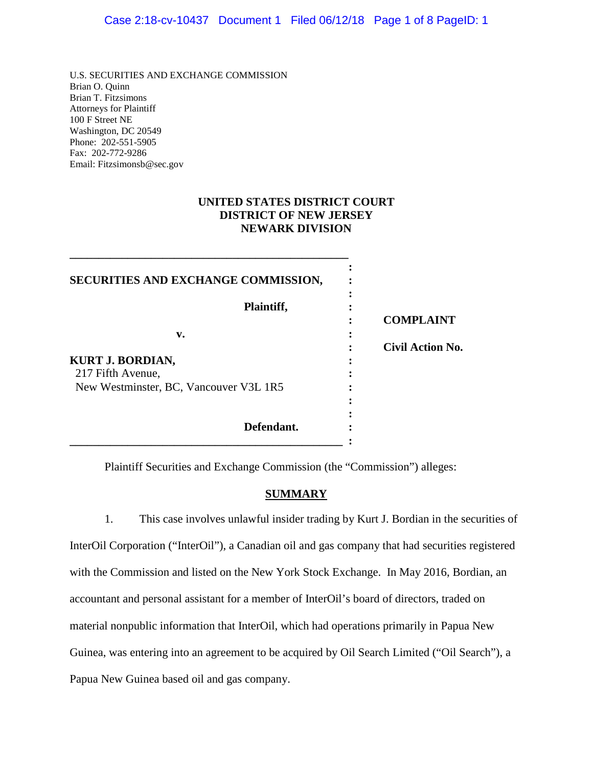U.S. SECURITIES AND EXCHANGE COMMISSION
Brian O. Quinn
Brian T. Fitzsimons
Attorneys for Plaintiff
100 F Street NE
Washington, DC 20549
Phone: 202-551-5905
Fax: 202-772-9286
Email: Fitzsimonsb@sec.gov

**UNITED STATES DISTRICT COURT**
**DISTRICT OF NEW JERSEY**
**NEWARK DIVISION**

**SECURITIES AND EXCHANGE COMMISSION,**

**Plaintiff,**

**v.**

**KURT J. BORDIAN,**
217 Fifth Avenue,
New Westminster, BC, Vancouver V3L 1R5

**Defendant.**

**COMPLAINT**

**Civil Action No.**

Plaintiff Securities and Exchange Commission (the "Commission") alleges:

## SUMMARY

1. This case involves unlawful insider trading by Kurt J. Bordian in the securities of InterOil Corporation ("InterOil"), a Canadian oil and gas company that had securities registered with the Commission and listed on the New York Stock Exchange. In May 2016, Bordian, an accountant and personal assistant for a member of InterOil's board of directors, traded on material nonpublic information that InterOil, which had operations primarily in Papua New Guinea, was entering into an agreement to be acquired by Oil Search Limited ("Oil Search"), a Papua New Guinea based oil and gas company.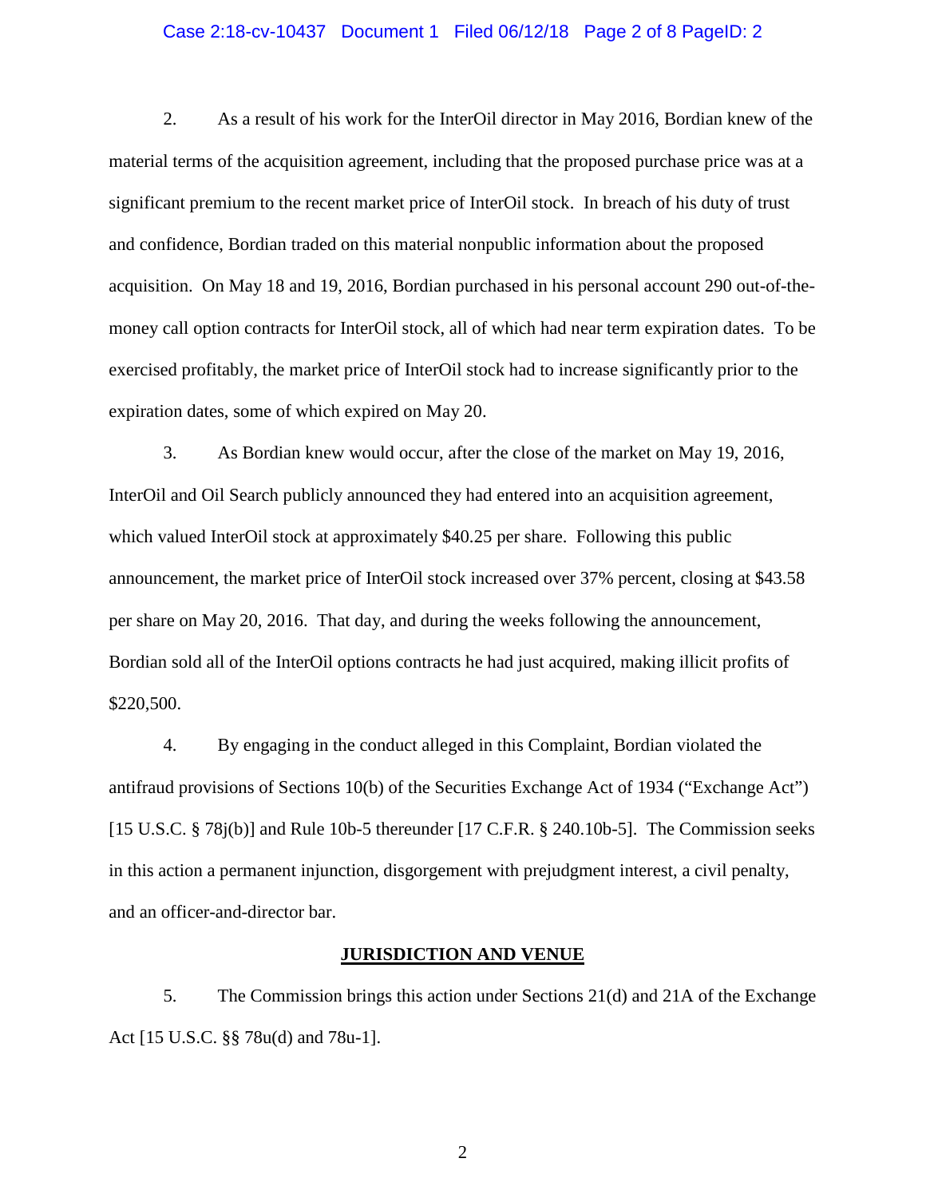2. As a result of his work for the InterOil director in May 2016, Bordian knew of the material terms of the acquisition agreement, including that the proposed purchase price was at a significant premium to the recent market price of InterOil stock. In breach of his duty of trust and confidence, Bordian traded on this material nonpublic information about the proposed acquisition. On May 18 and 19, 2016, Bordian purchased in his personal account 290 out-of-the-money call option contracts for InterOil stock, all of which had near term expiration dates. To be exercised profitably, the market price of InterOil stock had to increase significantly prior to the expiration dates, some of which expired on May 20.

3. As Bordian knew would occur, after the close of the market on May 19, 2016, InterOil and Oil Search publicly announced they had entered into an acquisition agreement, which valued InterOil stock at approximately $40.25 per share. Following this public announcement, the market price of InterOil stock increased over 37% percent, closing at $43.58 per share on May 20, 2016. That day, and during the weeks following the announcement, Bordian sold all of the InterOil options contracts he had just acquired, making illicit profits of $220,500.

4. By engaging in the conduct alleged in this Complaint, Bordian violated the antifraud provisions of Sections 10(b) of the Securities Exchange Act of 1934 ("Exchange Act") [15 U.S.C. § 78j(b)] and Rule 10b-5 thereunder [17 C.F.R. § 240.10b-5]. The Commission seeks in this action a permanent injunction, disgorgement with prejudgment interest, a civil penalty, and an officer-and-director bar.

## JURISDICTION AND VENUE

5. The Commission brings this action under Sections 21(d) and 21A of the Exchange Act [15 U.S.C. §§ 78u(d) and 78u-1].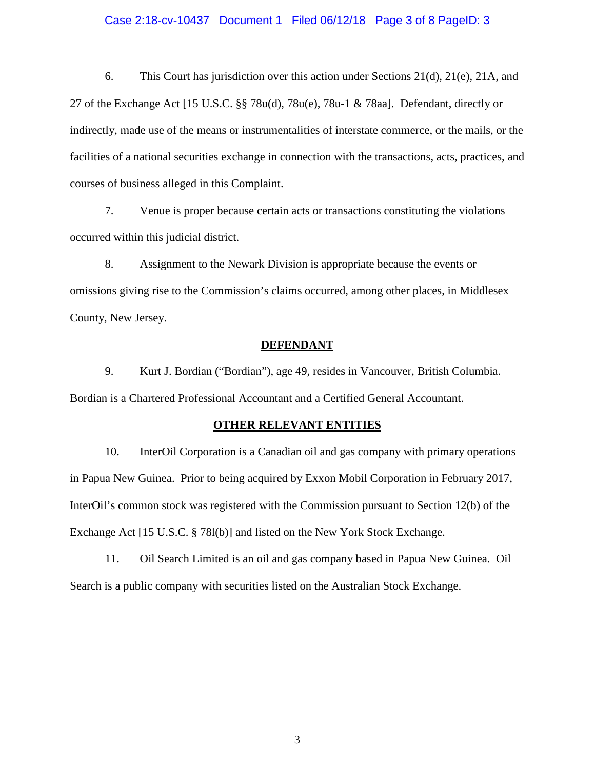6. This Court has jurisdiction over this action under Sections 21(d), 21(e), 21A, and 27 of the Exchange Act [15 U.S.C. §§ 78u(d), 78u(e), 78u-1 & 78aa]. Defendant, directly or indirectly, made use of the means or instrumentalities of interstate commerce, or the mails, or the facilities of a national securities exchange in connection with the transactions, acts, practices, and courses of business alleged in this Complaint.

7. Venue is proper because certain acts or transactions constituting the violations occurred within this judicial district.

8. Assignment to the Newark Division is appropriate because the events or omissions giving rise to the Commission's claims occurred, among other places, in Middlesex County, New Jersey.

## DEFENDANT

9. Kurt J. Bordian ("Bordian"), age 49, resides in Vancouver, British Columbia. Bordian is a Chartered Professional Accountant and a Certified General Accountant.

## OTHER RELEVANT ENTITIES

10. InterOil Corporation is a Canadian oil and gas company with primary operations in Papua New Guinea. Prior to being acquired by Exxon Mobil Corporation in February 2017, InterOil's common stock was registered with the Commission pursuant to Section 12(b) of the Exchange Act [15 U.S.C. § 78l(b)] and listed on the New York Stock Exchange.

11. Oil Search Limited is an oil and gas company based in Papua New Guinea. Oil Search is a public company with securities listed on the Australian Stock Exchange.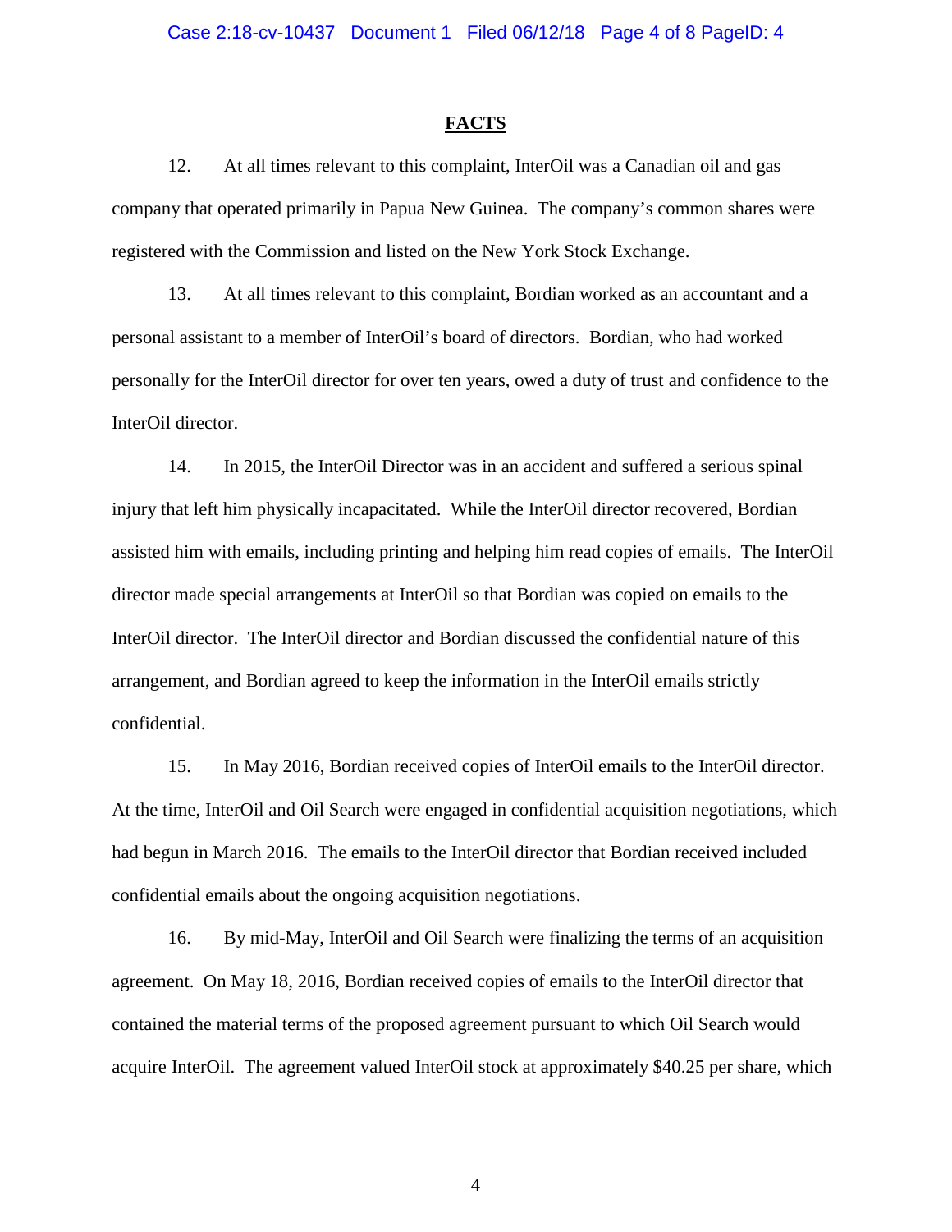## FACTS

12. At all times relevant to this complaint, InterOil was a Canadian oil and gas company that operated primarily in Papua New Guinea. The company's common shares were registered with the Commission and listed on the New York Stock Exchange.

13. At all times relevant to this complaint, Bordian worked as an accountant and a personal assistant to a member of InterOil's board of directors. Bordian, who had worked personally for the InterOil director for over ten years, owed a duty of trust and confidence to the InterOil director.

14. In 2015, the InterOil Director was in an accident and suffered a serious spinal injury that left him physically incapacitated. While the InterOil director recovered, Bordian assisted him with emails, including printing and helping him read copies of emails. The InterOil director made special arrangements at InterOil so that Bordian was copied on emails to the InterOil director. The InterOil director and Bordian discussed the confidential nature of this arrangement, and Bordian agreed to keep the information in the InterOil emails strictly confidential.

15. In May 2016, Bordian received copies of InterOil emails to the InterOil director. At the time, InterOil and Oil Search were engaged in confidential acquisition negotiations, which had begun in March 2016. The emails to the InterOil director that Bordian received included confidential emails about the ongoing acquisition negotiations.

16. By mid-May, InterOil and Oil Search were finalizing the terms of an acquisition agreement. On May 18, 2016, Bordian received copies of emails to the InterOil director that contained the material terms of the proposed agreement pursuant to which Oil Search would acquire InterOil. The agreement valued InterOil stock at approximately $40.25 per share, which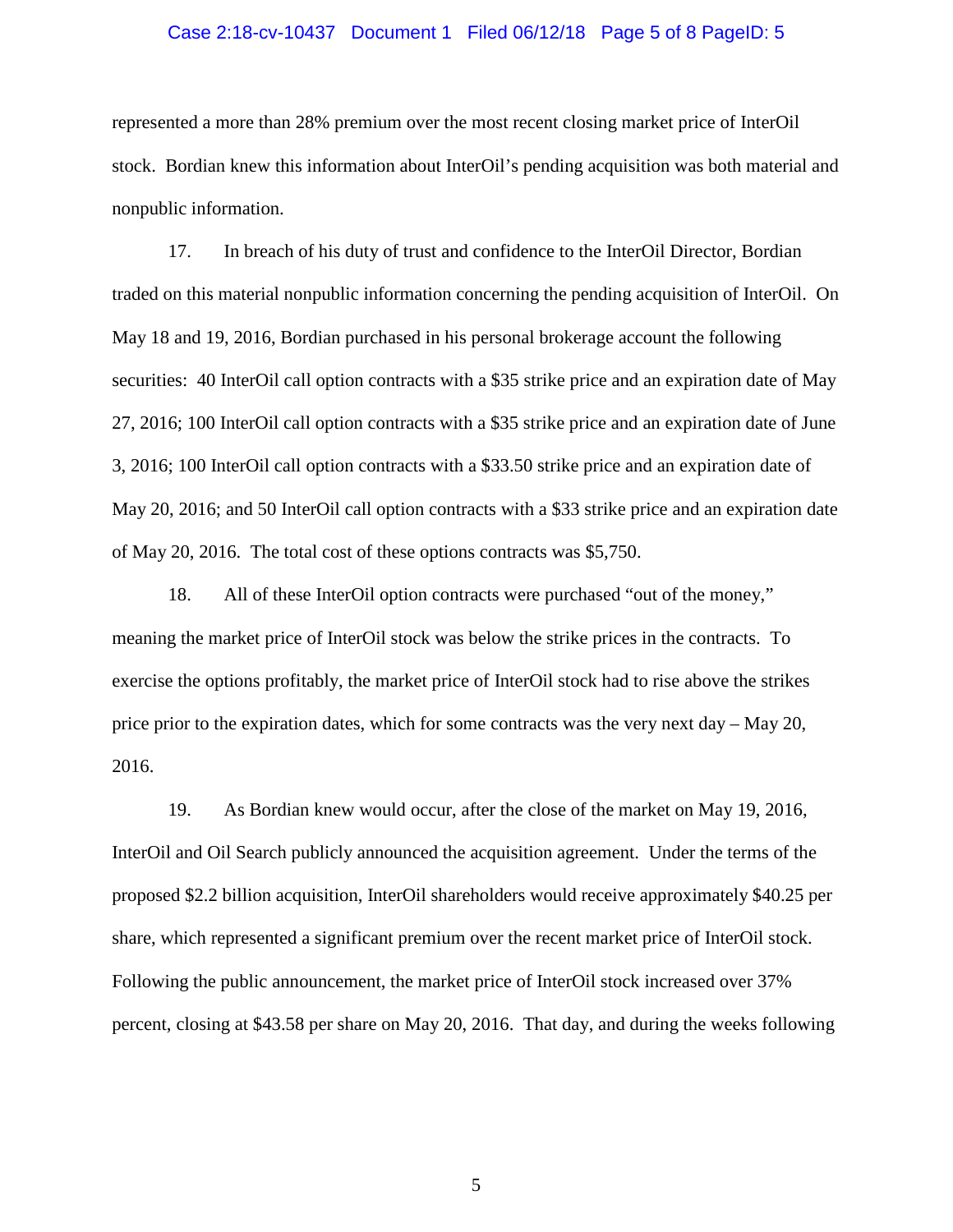represented a more than 28% premium over the most recent closing market price of InterOil stock. Bordian knew this information about InterOil's pending acquisition was both material and nonpublic information.

17. In breach of his duty of trust and confidence to the InterOil Director, Bordian traded on this material nonpublic information concerning the pending acquisition of InterOil. On May 18 and 19, 2016, Bordian purchased in his personal brokerage account the following securities: 40 InterOil call option contracts with a $35 strike price and an expiration date of May 27, 2016; 100 InterOil call option contracts with a $35 strike price and an expiration date of June 3, 2016; 100 InterOil call option contracts with a $33.50 strike price and an expiration date of May 20, 2016; and 50 InterOil call option contracts with a $33 strike price and an expiration date of May 20, 2016. The total cost of these options contracts was $5,750.

18. All of these InterOil option contracts were purchased "out of the money," meaning the market price of InterOil stock was below the strike prices in the contracts. To exercise the options profitably, the market price of InterOil stock had to rise above the strikes price prior to the expiration dates, which for some contracts was the very next day – May 20, 2016.

19. As Bordian knew would occur, after the close of the market on May 19, 2016, InterOil and Oil Search publicly announced the acquisition agreement. Under the terms of the proposed $2.2 billion acquisition, InterOil shareholders would receive approximately $40.25 per share, which represented a significant premium over the recent market price of InterOil stock. Following the public announcement, the market price of InterOil stock increased over 37% percent, closing at $43.58 per share on May 20, 2016. That day, and during the weeks following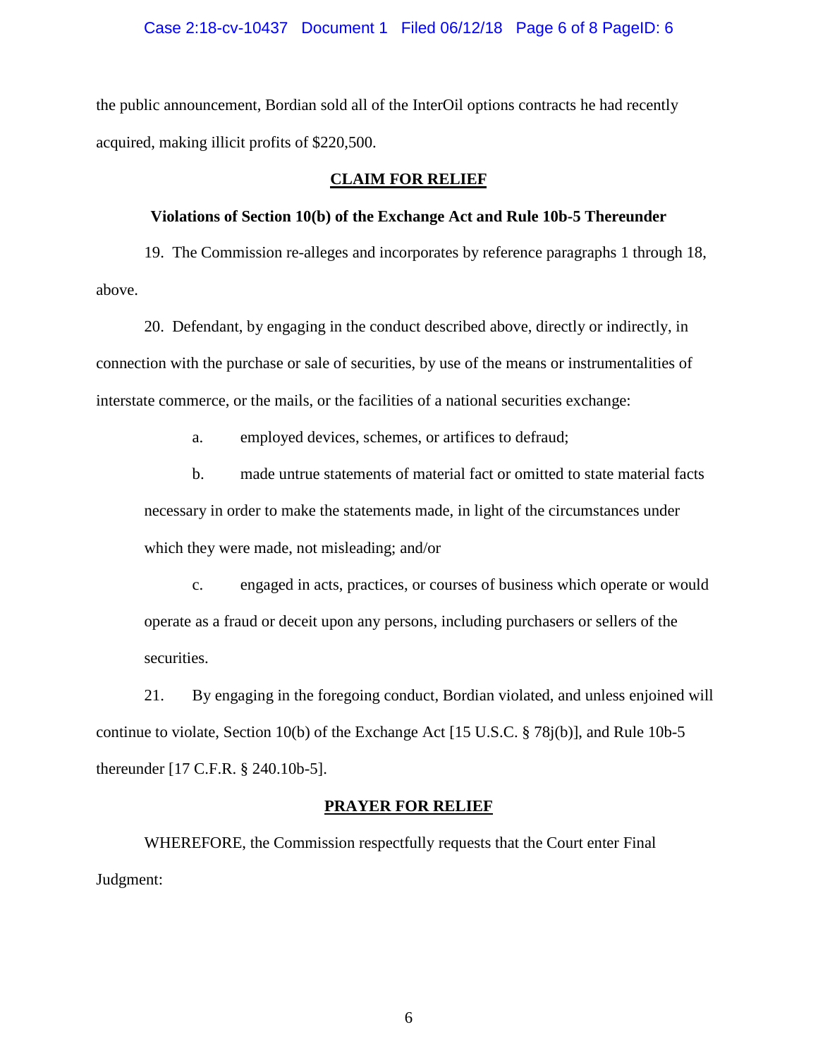the public announcement, Bordian sold all of the InterOil options contracts he had recently acquired, making illicit profits of $220,500.

## CLAIM FOR RELIEF

### Violations of Section 10(b) of the Exchange Act and Rule 10b-5 Thereunder

19. The Commission re-alleges and incorporates by reference paragraphs 1 through 18, above.

20. Defendant, by engaging in the conduct described above, directly or indirectly, in connection with the purchase or sale of securities, by use of the means or instrumentalities of interstate commerce, or the mails, or the facilities of a national securities exchange:

   a. employed devices, schemes, or artifices to defraud;

   b. made untrue statements of material fact or omitted to state material facts necessary in order to make the statements made, in light of the circumstances under which they were made, not misleading; and/or

   c. engaged in acts, practices, or courses of business which operate or would operate as a fraud or deceit upon any persons, including purchasers or sellers of the securities.

21. By engaging in the foregoing conduct, Bordian violated, and unless enjoined will continue to violate, Section 10(b) of the Exchange Act [15 U.S.C. § 78j(b)], and Rule 10b-5 thereunder [17 C.F.R. § 240.10b-5].

## PRAYER FOR RELIEF

WHEREFORE, the Commission respectfully requests that the Court enter Final Judgment: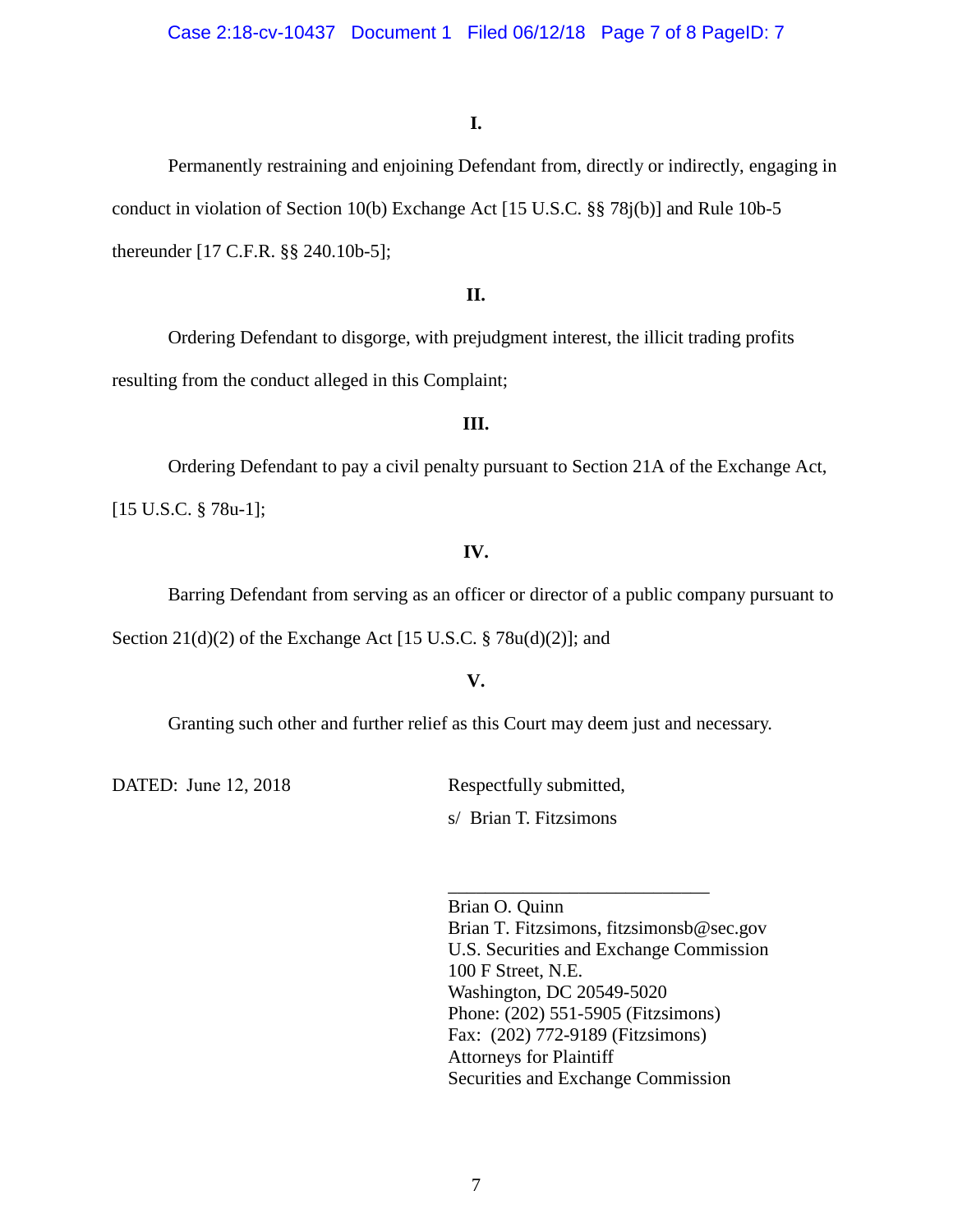**I.**

Permanently restraining and enjoining Defendant from, directly or indirectly, engaging in conduct in violation of Section 10(b) Exchange Act [15 U.S.C. §§ 78j(b)] and Rule 10b-5 thereunder [17 C.F.R. §§ 240.10b-5];

**II.**

Ordering Defendant to disgorge, with prejudgment interest, the illicit trading profits resulting from the conduct alleged in this Complaint;

**III.**

Ordering Defendant to pay a civil penalty pursuant to Section 21A of the Exchange Act, [15 U.S.C. § 78u-1];

**IV.**

Barring Defendant from serving as an officer or director of a public company pursuant to Section 21(d)(2) of the Exchange Act [15 U.S.C. § 78u(d)(2)]; and

**V.**

Granting such other and further relief as this Court may deem just and necessary.

DATED: June 12, 2018

Respectfully submitted,

s/ Brian T. Fitzsimons

\_\_\_\_\_\_\_\_\_\_\_\_\_\_\_\_\_\_\_\_\_\_\_\_\_\_\_\_

Brian O. Quinn
Brian T. Fitzsimons, fitzsimonsb@sec.gov
U.S. Securities and Exchange Commission
100 F Street, N.E.
Washington, DC 20549-5020
Phone: (202) 551-5905 (Fitzsimons)
Fax: (202) 772-9189 (Fitzsimons)
Attorneys for Plaintiff
Securities and Exchange Commission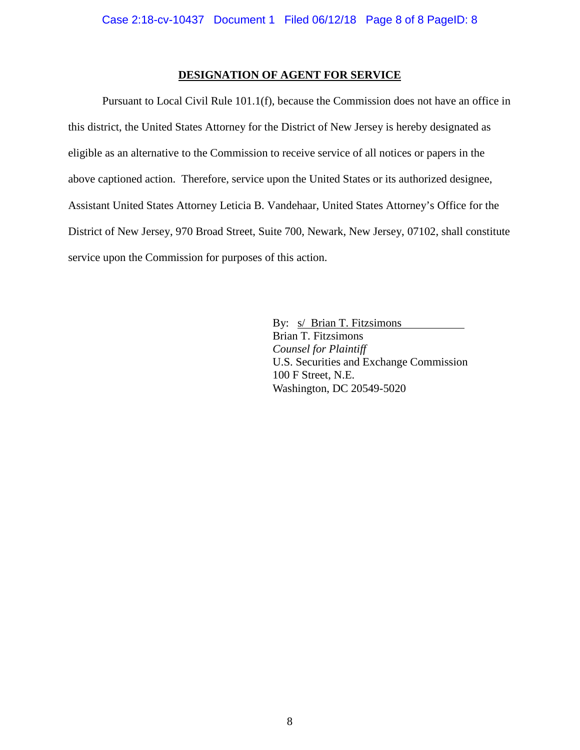## DESIGNATION OF AGENT FOR SERVICE

Pursuant to Local Civil Rule 101.1(f), because the Commission does not have an office in this district, the United States Attorney for the District of New Jersey is hereby designated as eligible as an alternative to the Commission to receive service of all notices or papers in the above captioned action. Therefore, service upon the United States or its authorized designee, Assistant United States Attorney Leticia B. Vandehaar, United States Attorney's Office for the District of New Jersey, 970 Broad Street, Suite 700, Newark, New Jersey, 07102, shall constitute service upon the Commission for purposes of this action.

By: s/ Brian T. Fitzsimons
Brian T. Fitzsimons
*Counsel for Plaintiff*
U.S. Securities and Exchange Commission
100 F Street, N.E.
Washington, DC 20549-5020